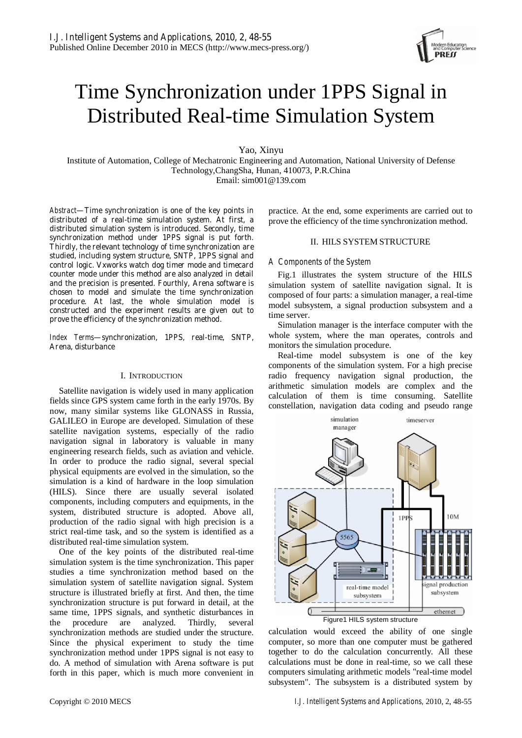# Time Synchronization under 1PPS Signal in Distributed Real-time Simulation System

Yao, Xinyu

Institute of Automation, College of Mechatronic Engineering and Automation, National University of Defense Technology,ChangSha, Hunan, 410073, P.R.China

Email: sim001@139.com

*Abstract*—Time synchronization is one of the key points in distributed of a real-time simulation system. At first, a distributed simulation system is introduced. Secondly, time synchronization method under 1PPS signal is put forth. Thirdly, the relevant technology of time synchronization are studied, including system structure, SNTP, 1PPS signal and control logic. Vxworks watch dog timer mode and timecard counter mode under this method are also analyzed in detail and the precision is presented. Fourthly, Arena software is chosen to model and simulate the time synchronization procedure. At last, the whole simulation model is constructed and the experiment results are given out to prove the efficiency of the synchronization method.

*Index Terms*—synchronization, 1PPS, real-time, SNTP, Arena, disturbance

## I. INTRODUCTION

Satellite navigation is widely used in many application fields since GPS system came forth in the early 1970s. By now, many similar systems like GLONASS in Russia, GALILEO in Europe are developed. Simulation of these satellite navigation systems, especially of the radio navigation signal in laboratory is valuable in many engineering research fields, such as aviation and vehicle. In order to produce the radio signal, several special physical equipments are evolved in the simulation, so the simulation is a kind of hardware in the loop simulation (HILS). Since there are usually several isolated components, including computers and equipments, in the system, distributed structure is adopted. Above all, production of the radio signal with high precision is a strict real-time task, and so the system is identified as a distributed real-time simulation system.

One of the key points of the distributed real-time simulation system is the time synchronization. This paper studies a time synchronization method based on the simulation system of satellite navigation signal. System structure is illustrated briefly at first. And then, the time synchronization structure is put forward in detail, at the same time, 1PPS signals, and synthetic disturbances in the procedure are analyzed. Thirdly, several synchronization methods are studied under the structure. Since the physical experiment to study the time synchronization method under 1PPS signal is not easy to do. A method of simulation with Arena software is put forth in this paper, which is much more convenient in practice. At the end, some experiments are carried out to prove the efficiency of the time synchronization method.

## II. HILS SYSTEM STRUCTURE

### A Components of the System

Fig.1 illustrates the system structure of the HILS simulation system of satellite navigation signal. It is composed of four parts: a simulation manager, a real-time model subsystem, a signal production subsystem and a time server.

Simulation manager is the interface computer with the whole system, where the man operates, controls and monitors the simulation procedure.

Real-time model subsystem is one of the key components of the simulation system. For a high precise radio frequency navigation signal production, the arithmetic simulation models are complex and the calculation of them is time consuming. Satellite constellation, navigation data coding and pseudo range calculation would exceed the ability of one single computer, so more than one computer must be gathered together to do the calculation concurrently. All these calculations must be done in real-time, so we call these computers simulating arithmetic models "real-time model subsystem". The subsystem is a distributed system by

Figure1 HILS system structure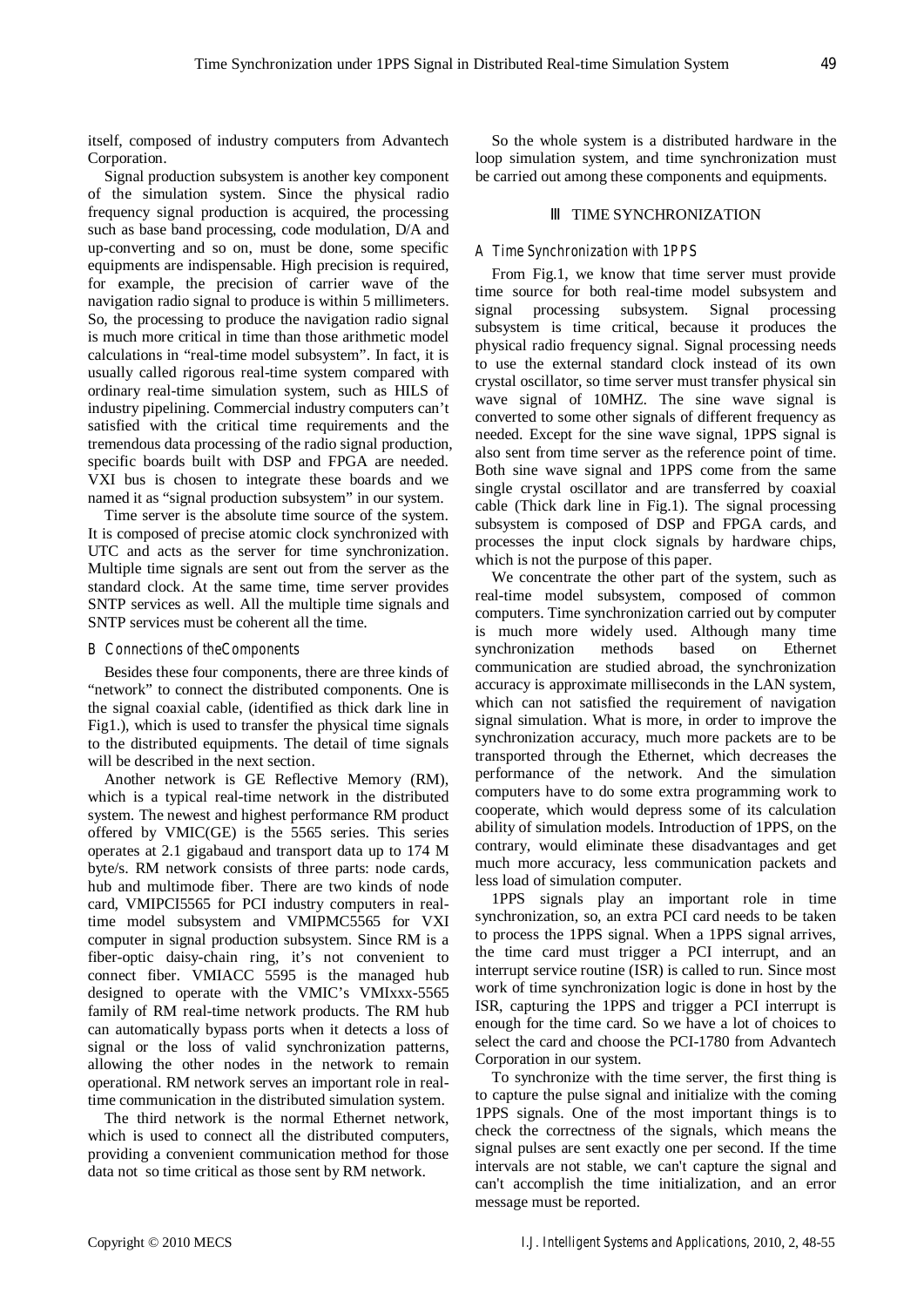itself, composed of industry computers from Advantech Corporation.

Signal production subsystem is another key component of the simulation system. Since the physical radio frequency signal production is acquired, the processing such as base band processing, code modulation, D/A and up-converting and so on, must be done, some specific equipments are indispensable. High precision is required, for example, the precision of carrier wave of the navigation radio signal to produce is within 5 millimeters. So, the processing to produce the navigation radio signal is much more critical in time than those arithmetic model calculations in "real-time model subsystem". In fact, it is usually called rigorous real-time system compared with ordinary real-time simulation system, such as HILS of industry pipelining. Commercial industry computers can't satisfied with the critical time requirements and the tremendous data processing of the radio signal production, specific boards built with DSP and FPGA are needed. VXI bus is chosen to integrate these boards and we named it as "signal production subsystem" in our system.

Time server is the absolute time source of the system. It is composed of precise atomic clock synchronized with UTC and acts as the server for time synchronization. Multiple time signals are sent out from the server as the standard clock. At the same time, time server provides SNTP services as well. All the multiple time signals and SNTP services must be coherent all the time.

### B Connections of the Components

Besides these four components, there are three kinds of "network" to connect the distributed components. One is the signal coaxial cable, (identified as thick dark line in Fig1.), which is used to transfer the physical time signals to the distributed equipments. The detail of time signals will be described in the next section.

Another network is GE Reflective Memory (RM), which is a typical real-time network in the distributed system. The newest and highest performance RM product offered by VMIC(GE) is the 5565 series. This series operates at 2.1 gigabaud and transport data up to 174 M byte/s. RM network consists of three parts: node cards, hub and multimode fiber. There are two kinds of node card, VMIPCI5565 for PCI industry computers in real-time model subsystem and VMIPMC5565 for VXI computer in signal production subsystem. Since RM is a fiber-optic daisy-chain ring, it's not convenient to connect fiber. VMIACC 5595 is the managed hub designed to operate with the VMIC's VMIxxx-5565 family of RM real-time network products. The RM hub can automatically bypass ports when it detects a loss of signal or the loss of valid synchronization patterns, allowing the other nodes in the network to remain operational. RM network serves an important role in real-time communication in the distributed simulation system.

The third network is the normal Ethernet network, which is used to connect all the distributed computers, providing a convenient communication method for those data not so time critical as those sent by RM network.

So the whole system is a distributed hardware in the loop simulation system, and time synchronization must be carried out among these components and equipments.

## III TIME SYNCHRONIZATION

### A Time Synchronization with 1PPS

From Fig.1, we know that time server must provide time source for both real-time model subsystem and signal processing subsystem. Signal processing subsystem is time critical, because it produces the physical radio frequency signal. Signal processing needs to use the external standard clock instead of its own crystal oscillator, so time server must transfer physical sin wave signal of 10MHZ. The sine wave signal is converted to some other signals of different frequency as needed. Except for the sine wave signal, 1PPS signal is also sent from time server as the reference point of time. Both sine wave signal and 1PPS come from the same single crystal oscillator and are transferred by coaxial cable (Thick dark line in Fig.1). The signal processing subsystem is composed of DSP and FPGA cards, and processes the input clock signals by hardware chips, which is not the purpose of this paper.

We concentrate the other part of the system, such as real-time model subsystem, composed of common computers. Time synchronization carried out by computer is much more widely used. Although many time synchronization methods based on Ethernet communication are studied abroad, the synchronization accuracy is approximate milliseconds in the LAN system, which can not satisfied the requirement of navigation signal simulation. What is more, in order to improve the synchronization accuracy, much more packets are to be transported through the Ethernet, which decreases the performance of the network. And the simulation computers have to do some extra programming work to cooperate, which would depress some of its calculation ability of simulation models. Introduction of 1PPS, on the contrary, would eliminate these disadvantages and get much more accuracy, less communication packets and less load of simulation computer.

1PPS signals play an important role in time synchronization, so, an extra PCI card needs to be taken to process the 1PPS signal. When a 1PPS signal arrives, the time card must trigger a PCI interrupt, and an interrupt service routine (ISR) is called to run. Since most work of time synchronization logic is done in host by the ISR, capturing the 1PPS and trigger a PCI interrupt is enough for the time card. So we have a lot of choices to select the card and choose the PCI-1780 from Advantech Corporation in our system.

To synchronize with the time server, the first thing is to capture the pulse signal and initialize with the coming 1PPS signals. One of the most important things is to check the correctness of the signals, which means the signal pulses are sent exactly one per second. If the time intervals are not stable, we can't capture the signal and can't accomplish the time initialization, and an error message must be reported.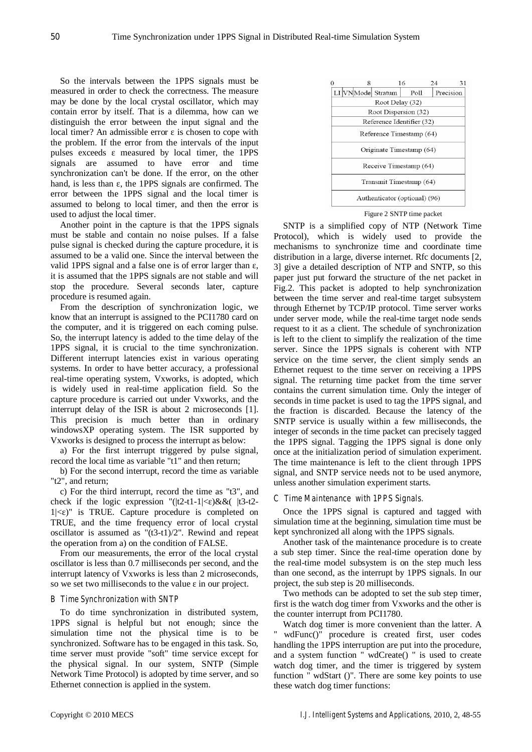So the intervals between the 1PPS signals must be measured in order to check the correctness. The measure may be done by the local crystal oscillator, which may contain error by itself. That is a dilemma, how can we distinguish the error between the input signal and the local timer? An admissible error ε is chosen to cope with the problem. If the error from the intervals of the input pulses exceeds ε measured by local timer, the 1PPS signals are assumed to have error and time synchronization can't be done. If the error, on the other hand, is less than ε, the 1PPS signals are confirmed. The error between the 1PPS signal and the local timer is assumed to belong to local timer, and then the error is used to adjust the local timer.

Another point in the capture is that the 1PPS signals must be stable and contain no noise pulses. If a false pulse signal is checked during the capture procedure, it is assumed to be a valid one. Since the interval between the valid 1PPS signal and a false one is of error larger than ε, it is assumed that the 1PPS signals are not stable and will stop the procedure. Several seconds later, capture procedure is resumed again.

From the description of synchronization logic, we know that an interrupt is assigned to the PCI1780 card on the computer, and it is triggered on each coming pulse. So, the interrupt latency is added to the time delay of the 1PPS signal, it is crucial to the time synchronization. Different interrupt latencies exist in various operating systems. In order to have better accuracy, a professional real-time operating system, Vxworks, is adopted, which is widely used in real-time application field. So the capture procedure is carried out under Vxworks, and the interrupt delay of the ISR is about 2 microseconds [1]. This precision is much better than in ordinary windowsXP operating system. The ISR supported by Vxworks is designed to process the interrupt as below:

a) For the first interrupt triggered by pulse signal, record the local time as variable "t1" and then return;

b) For the second interrupt, record the time as variable "t2", and return;

c) For the third interrupt, record the time as "t3", and check if the logic expression "(|t2-t1-1|<ε)&&( |t3-t2-1|<ε)" is TRUE. Capture procedure is completed on TRUE, and the time frequency error of local crystal oscillator is assumed as "(t3-t1)/2". Rewind and repeat the operation from a) on the condition of FALSE.

From our measurements, the error of the local crystal oscillator is less than 0.7 milliseconds per second, and the interrupt latency of Vxworks is less than 2 microseconds, so we set two milliseconds to the value ε in our project.

### B Time Synchronization with SNTP

To do time synchronization in distributed system, 1PPS signal is helpful but not enough; since the simulation time not the physical time is to be synchronized. Software has to be engaged in this task. So, time server must provide "soft" time service except for the physical signal. In our system, SNTP (Simple Network Time Protocol) is adopted by time server, and so Ethernet connection is applied in the system.

| 0 | | | 8 | 16 | 24 | 31 |
|---|---|---|---|---|---|---|
| LI | VN | Mode | Stratum | Poll | Precision | |
| Root Delay (32) | | | | | | |
| Root Dispersion (32) | | | | | | |
| Reference Identifier (32) | | | | | | |
| Reference Timestamp (64) | | | | | | |
| Originate Timestamp (64) | | | | | | |
| Receive Timestamp (64) | | | | | | |
| Transmit Timestamp (64) | | | | | | |
| Authenticator (optional) (96) | | | | | | |

Figure 2 SNTP time packet

SNTP is a simplified copy of NTP (Network Time Protocol), which is widely used to provide the mechanisms to synchronize time and coordinate time distribution in a large, diverse internet. Rfc documents [2, 3] give a detailed description of NTP and SNTP, so this paper just put forward the structure of the net packet in Fig.2. This packet is adopted to help synchronization between the time server and real-time target subsystem through Ethernet by TCP/IP protocol. Time server works under server mode, while the real-time target node sends request to it as a client. The schedule of synchronization is left to the client to simplify the realization of the time server. Since the 1PPS signals is coherent with NTP service on the time server, the client simply sends an Ethernet request to the time server on receiving a 1PPS signal. The returning time packet from the time server contains the current simulation time. Only the integer of seconds in time packet is used to tag the 1PPS signal, and the fraction is discarded. Because the latency of the SNTP service is usually within a few milliseconds, the integer of seconds in the time packet can precisely tagged the 1PPS signal. Tagging the 1PPS signal is done only once at the initialization period of simulation experiment. The time maintenance is left to the client through 1PPS signal, and SNTP service needs not to be used anymore, unless another simulation experiment starts.

### C Time Maintenance with 1PPS Signals.

Once the 1PPS signal is captured and tagged with simulation time at the beginning, simulation time must be kept synchronized all along with the 1PPS signals.

Another task of the maintenance procedure is to create a sub step timer. Since the real-time operation done by the real-time model subsystem is on the step much less than one second, as the interrupt by 1PPS signals. In our project, the sub step is 20 milliseconds.

Two methods can be adopted to set the sub step timer, first is the watch dog timer from Vxworks and the other is the counter interrupt from PCI1780.

Watch dog timer is more convenient than the latter. A " wdFunc()" procedure is created first, user codes handling the 1PPS interruption are put into the procedure, and a system function " wdCreate() " is used to create watch dog timer, and the timer is triggered by system function " wdStart ()". There are some key points to use these watch dog timer functions: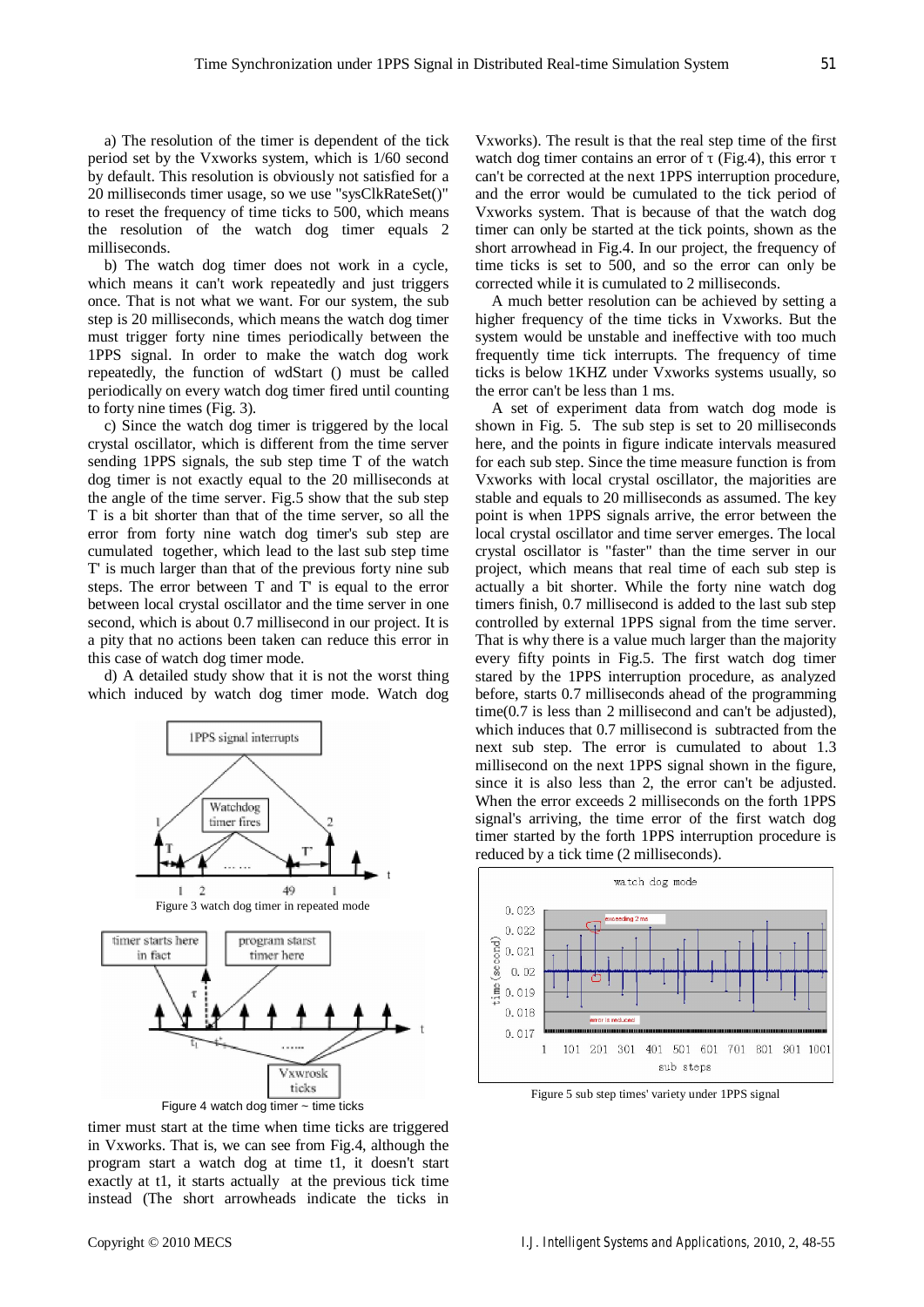a) The resolution of the timer is dependent of the tick period set by the Vxworks system, which is 1/60 second by default. This resolution is obviously not satisfied for a 20 milliseconds timer usage, so we use "sysClkRateSet()" to reset the frequency of time ticks to 500, which means the resolution of the watch dog timer equals 2 milliseconds.

b) The watch dog timer does not work in a cycle, which means it can't work repeatedly and just triggers once. That is not what we want. For our system, the sub step is 20 milliseconds, which means the watch dog timer must trigger forty nine times periodically between the 1PPS signal. In order to make the watch dog work repeatedly, the function of wdStart () must be called periodically on every watch dog timer fired until counting to forty nine times (Fig. 3).

c) Since the watch dog timer is triggered by the local crystal oscillator, which is different from the time server sending 1PPS signals, the sub step time T of the watch dog timer is not exactly equal to the 20 milliseconds at the angle of the time server. Fig.5 show that the sub step T is a bit shorter than that of the time server, so all the error from forty nine watch dog timer's sub step are cumulated together, which lead to the last sub step time T' is much larger than that of the previous forty nine sub steps. The error between T and T' is equal to the error between local crystal oscillator and the time server in one second, which is about 0.7 millisecond in our project. It is a pity that no actions been taken can reduce this error in this case of watch dog timer mode.

d) A detailed study show that it is not the worst thing which induced by watch dog timer mode. Watch dog

Figure 3 watch dog timer in repeated mode

Figure 4 watch dog timer ~ time ticks

timer must start at the time when time ticks are triggered in Vxworks. That is, we can see from Fig.4, although the program start a watch dog at time t1, it doesn't start exactly at t1, it starts actually at the previous tick time instead (The short arrowheads indicate the ticks in Vxworks). The result is that the real step time of the first watch dog timer contains an error of τ (Fig.4), this error τ can't be corrected at the next 1PPS interruption procedure, and the error would be cumulated to the tick period of Vxworks system. That is because of that the watch dog timer can only be started at the tick points, shown as the short arrowhead in Fig.4. In our project, the frequency of time ticks is set to 500, and so the error can only be corrected while it is cumulated to 2 milliseconds.

A much better resolution can be achieved by setting a higher frequency of the time ticks in Vxworks. But the system would be unstable and ineffective with too much frequently time tick interrupts. The frequency of time ticks is below 1KHZ under Vxworks systems usually, so the error can't be less than 1 ms.

A set of experiment data from watch dog mode is shown in Fig. 5. The sub step is set to 20 milliseconds here, and the points in figure indicate intervals measured for each sub step. Since the time measure function is from Vxworks with local crystal oscillator, the majorities are stable and equals to 20 milliseconds as assumed. The key point is when 1PPS signals arrive, the error between the local crystal oscillator and time server emerges. The local crystal oscillator is "faster" than the time server in our project, which means that real time of each sub step is actually a bit shorter. While the forty nine watch dog timers finish, 0.7 millisecond is added to the last sub step controlled by external 1PPS signal from the time server. That is why there is a value much larger than the majority every fifty points in Fig.5. The first watch dog timer stared by the 1PPS interruption procedure, as analyzed before, starts 0.7 milliseconds ahead of the programming time(0.7 is less than 2 millisecond and can't be adjusted), which induces that 0.7 millisecond is subtracted from the next sub step. The error is cumulated to about 1.3 millisecond on the next 1PPS signal shown in the figure, since it is also less than 2, the error can't be adjusted. When the error exceeds 2 milliseconds on the forth 1PPS signal's arriving, the time error of the first watch dog timer started by the forth 1PPS interruption procedure is reduced by a tick time (2 milliseconds).

Figure 5 sub step times' variety under 1PPS signal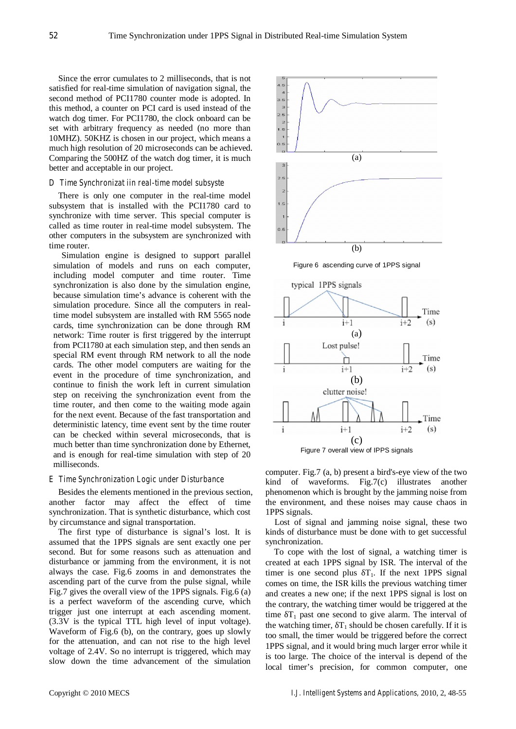Since the error cumulates to 2 milliseconds, that is not satisfied for real-time simulation of navigation signal, the second method of PCI1780 counter mode is adopted. In this method, a counter on PCI card is used instead of the watch dog timer. For PCI1780, the clock onboard can be set with arbitrary frequency as needed (no more than 10MHZ). 50KHZ is chosen in our project, which means a much high resolution of 20 microseconds can be achieved. Comparing the 500HZ of the watch dog timer, it is much better and acceptable in our project.

### *D Time Synchronizat iin real-time model subsyste*

There is only one computer in the real-time model subsystem that is installed with the PCI1780 card to synchronize with time server. This special computer is called as time router in real-time model subsystem. The other computers in the subsystem are synchronized with time router.

Simulation engine is designed to support parallel simulation of models and runs on each computer, including model computer and time router. Time synchronization is also done by the simulation engine, because simulation time's advance is coherent with the simulation procedure. Since all the computers in real-time model subsystem are installed with RM 5565 node cards, time synchronization can be done through RM network: Time router is first triggered by the interrupt from PCI1780 at each simulation step, and then sends an special RM event through RM network to all the node cards. The other model computers are waiting for the event in the procedure of time synchronization, and continue to finish the work left in current simulation step on receiving the synchronization event from the time router, and then come to the waiting mode again for the next event. Because of the fast transportation and deterministic latency, time event sent by the time router can be checked within several microseconds, that is much better than time synchronization done by Ethernet, and is enough for real-time simulation with step of 20 milliseconds.

### *E Time Synchronization Logic under Disturbance*

Besides the elements mentioned in the previous section, another factor may affect the effect of time synchronization. That is synthetic disturbance, which cost by circumstance and signal transportation.

The first type of disturbance is signal's lost. It is assumed that the 1PPS signals are sent exactly one per second. But for some reasons such as attenuation and disturbance or jamming from the environment, it is not always the case. Fig.6 zooms in and demonstrates the ascending part of the curve from the pulse signal, while Fig.7 gives the overall view of the 1PPS signals. Fig.6 (a) is a perfect waveform of the ascending curve, which trigger just one interrupt at each ascending moment. (3.3V is the typical TTL high level of input voltage). Waveform of Fig.6 (b), on the contrary, goes up slowly for the attenuation, and can not rise to the high level voltage of 2.4V. So no interrupt is triggered, which may slow down the time advancement of the simulation computer. Fig.7 (a, b) present a bird's-eye view of the two kind of waveforms. Fig.7(c) illustrates another phenomenon which is brought by the jamming noise from the environment, and these noises may cause chaos in 1PPS signals.

Figure 6 ascending curve of 1PPS signal

Figure 7 overall view of IPPS signals

Lost of signal and jamming noise signal, these two kinds of disturbance must be done with to get successful synchronization.

To cope with the lost of signal, a watching timer is created at each 1PPS signal by ISR. The interval of the timer is one second plus $\delta T_1$. If the next 1PPS signal comes on time, the ISR kills the previous watching timer and creates a new one; if the next 1PPS signal is lost on the contrary, the watching timer would be triggered at the time $\delta T_1$ past one second to give alarm. The interval of the watching timer, $\delta T_1$ should be chosen carefully. If it is too small, the timer would be triggered before the correct 1PPS signal, and it would bring much larger error while it is too large. The choice of the interval is depend of the local timer's precision, for common computer, one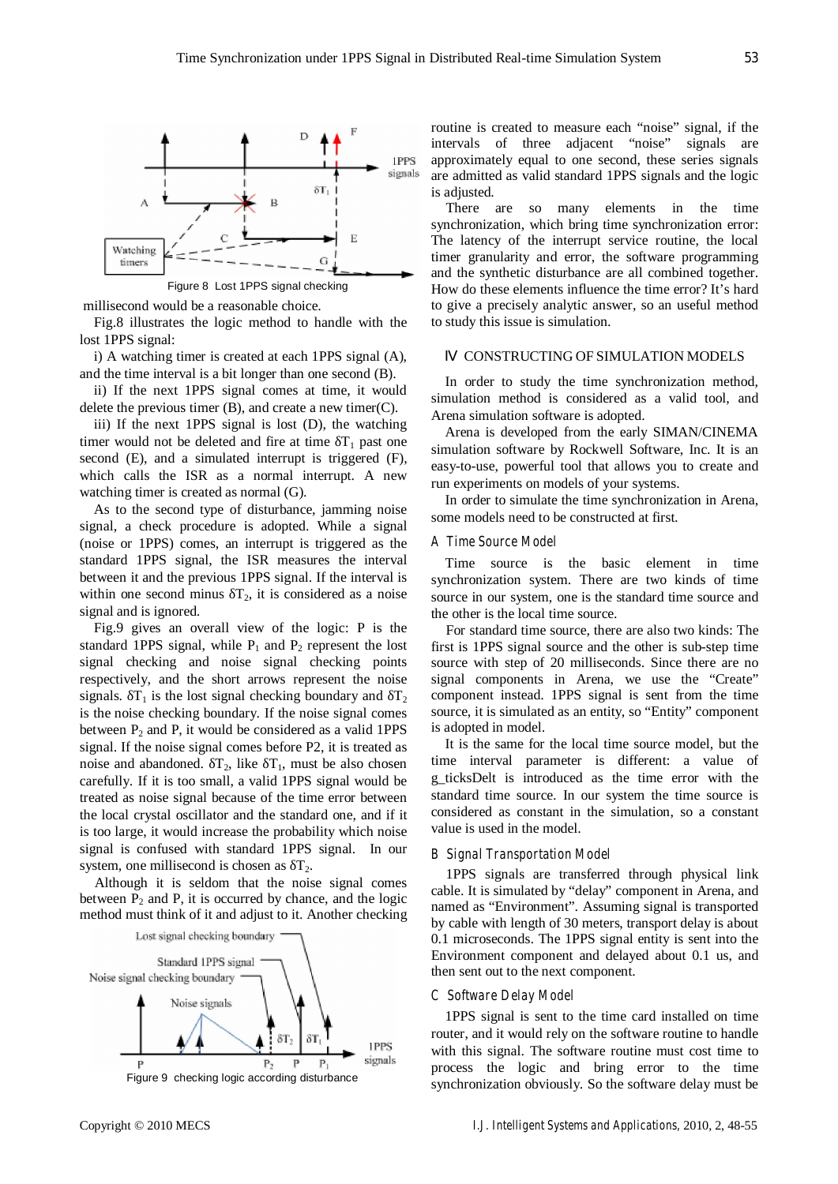Figure 8 Lost 1PPS signal checking

millisecond would be a reasonable choice.

Fig.8 illustrates the logic method to handle with the lost 1PPS signal:

i) A watching timer is created at each 1PPS signal (A), and the time interval is a bit longer than one second (B).

ii) If the next 1PPS signal comes at time, it would delete the previous timer (B), and create a new timer(C).

iii) If the next 1PPS signal is lost (D), the watching timer would not be deleted and fire at time $\delta T_1$ past one second (E), and a simulated interrupt is triggered (F), which calls the ISR as a normal interrupt. A new watching timer is created as normal (G).

As to the second type of disturbance, jamming noise signal, a check procedure is adopted. While a signal (noise or 1PPS) comes, an interrupt is triggered as the standard 1PPS signal, the ISR measures the interval between it and the previous 1PPS signal. If the interval is within one second minus $\delta T_2$, it is considered as a noise signal and is ignored.

Fig.9 gives an overall view of the logic: P is the standard 1PPS signal, while $P_1$ and $P_2$ represent the lost signal checking and noise signal checking points respectively, and the short arrows represent the noise signals. $\delta T_1$ is the lost signal checking boundary and $\delta T_2$ is the noise checking boundary. If the noise signal comes between $P_2$ and P, it would be considered as a valid 1PPS signal. If the noise signal comes before P2, it is treated as noise and abandoned. $\delta T_2$, like $\delta T_1$, must be also chosen carefully. If it is too small, a valid 1PPS signal would be treated as noise signal because of the time error between the local crystal oscillator and the standard one, and if it is too large, it would increase the probability which noise signal is confused with standard 1PPS signal. In our system, one millisecond is chosen as $\delta T_2$.

Although it is seldom that the noise signal comes between $P_2$ and P, it is occurred by chance, and the logic method must think of it and adjust to it. Another checking routine is created to measure each "noise" signal, if the intervals of three adjacent "noise" signals are approximately equal to one second, these series signals are admitted as valid standard 1PPS signals and the logic is adjusted.

Figure 9 checking logic according disturbance

There are so many elements in the time synchronization, which bring time synchronization error: The latency of the interrupt service routine, the local timer granularity and error, the software programming and the synthetic disturbance are all combined together. How do these elements influence the time error? It's hard to give a precisely analytic answer, so an useful method to study this issue is simulation.

## Ⅳ CONSTRUCTING OF SIMULATION MODELS

In order to study the time synchronization method, simulation method is considered as a valid tool, and Arena simulation software is adopted.

Arena is developed from the early SIMAN/CINEMA simulation software by Rockwell Software, Inc. It is an easy-to-use, powerful tool that allows you to create and run experiments on models of your systems.

In order to simulate the time synchronization in Arena, some models need to be constructed at first.

### *A Time Source Model*

Time source is the basic element in time synchronization system. There are two kinds of time source in our system, one is the standard time source and the other is the local time source.

For standard time source, there are also two kinds: The first is 1PPS signal source and the other is sub-step time source with step of 20 milliseconds. Since there are no signal components in Arena, we use the "Create" component instead. 1PPS signal is sent from the time source, it is simulated as an entity, so "Entity" component is adopted in model.

It is the same for the local time source model, but the time interval parameter is different: a value of g_ticksDelt is introduced as the time error with the standard time source. In our system the time source is considered as constant in the simulation, so a constant value is used in the model.

### *B Signal Transportation Model*

1PPS signals are transferred through physical link cable. It is simulated by "delay" component in Arena, and named as "Environment". Assuming signal is transported by cable with length of 30 meters, transport delay is about 0.1 microseconds. The 1PPS signal entity is sent into the Environment component and delayed about 0.1 us, and then sent out to the next component.

### *C Software Delay Model*

1PPS signal is sent to the time card installed on time router, and it would rely on the software routine to handle with this signal. The software routine must cost time to process the logic and bring error to the time synchronization obviously. So the software delay must be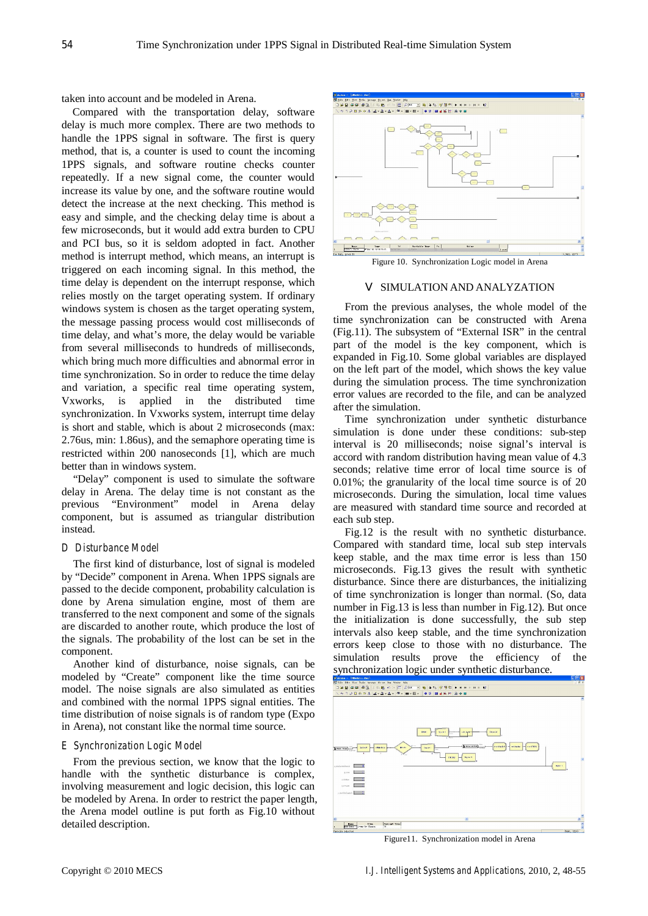taken into account and be modeled in Arena.

Compared with the transportation delay, software delay is much more complex. There are two methods to handle the 1PPS signal in software. The first is query method, that is, a counter is used to count the incoming 1PPS signals, and software routine checks counter repeatedly. If a new signal come, the counter would increase its value by one, and the software routine would detect the increase at the next checking. This method is easy and simple, and the checking delay time is about a few microseconds, but it would add extra burden to CPU and PCI bus, so it is seldom adopted in fact. Another method is interrupt method, which means, an interrupt is triggered on each incoming signal. In this method, the time delay is dependent on the interrupt response, which relies mostly on the target operating system. If ordinary windows system is chosen as the target operating system, the message passing process would cost milliseconds of time delay, and what's more, the delay would be variable from several milliseconds to hundreds of milliseconds, which bring much more difficulties and abnormal error in time synchronization. So in order to reduce the time delay and variation, a specific real time operating system, Vxworks, is applied in the distributed time synchronization. In Vxworks system, interrupt time delay is short and stable, which is about 2 microseconds (max: 2.76us, min: 1.86us), and the semaphore operating time is restricted within 200 nanoseconds [1], which are much better than in windows system.

"Delay" component is used to simulate the software delay in Arena. The delay time is not constant as the previous "Environment" model in Arena delay component, but is assumed as triangular distribution instead.

### D Disturbance Model

The first kind of disturbance, lost of signal is modeled by "Decide" component in Arena. When 1PPS signals are passed to the decide component, probability calculation is done by Arena simulation engine, most of them are transferred to the next component and some of the signals are discarded to another route, which produce the lost of the signals. The probability of the lost can be set in the component.

Another kind of disturbance, noise signals, can be modeled by "Create" component like the time source model. The noise signals are also simulated as entities and combined with the normal 1PPS signal entities. The time distribution of noise signals is of random type (Expo in Arena), not constant like the normal time source.

### E Synchronization Logic Model

From the previous section, we know that the logic to handle with the synthetic disturbance is complex, involving measurement and logic decision, this logic can be modeled by Arena. In order to restrict the paper length, the Arena model outline is put forth as Fig.10 without detailed description.

Figure 10. Synchronization Logic model in Arena

## V SIMULATION AND ANALYZATION

From the previous analyses, the whole model of the time synchronization can be constructed with Arena (Fig.11). The subsystem of "External ISR" in the central part of the model is the key component, which is expanded in Fig.10. Some global variables are displayed on the left part of the model, which shows the key value during the simulation process. The time synchronization error values are recorded to the file, and can be analyzed after the simulation.

Time synchronization under synthetic disturbance simulation is done under these conditions: sub-step interval is 20 milliseconds; noise signal's interval is accord with random distribution having mean value of 4.3 seconds; relative time error of local time source is of 0.01%; the granularity of the local time source is of 20 microseconds. During the simulation, local time values are measured with standard time source and recorded at each sub step.

Fig.12 is the result with no synthetic disturbance. Compared with standard time, local sub step intervals keep stable, and the max time error is less than 150 microseconds. Fig.13 gives the result with synthetic disturbance. Since there are disturbances, the initializing of time synchronization is longer than normal. (So, data number in Fig.13 is less than number in Fig.12). But once the initialization is done successfully, the sub step intervals also keep stable, and the time synchronization errors keep close to those with no disturbance. The simulation results prove the efficiency of the synchronization logic under synthetic disturbance.

Figure11. Synchronization model in Arena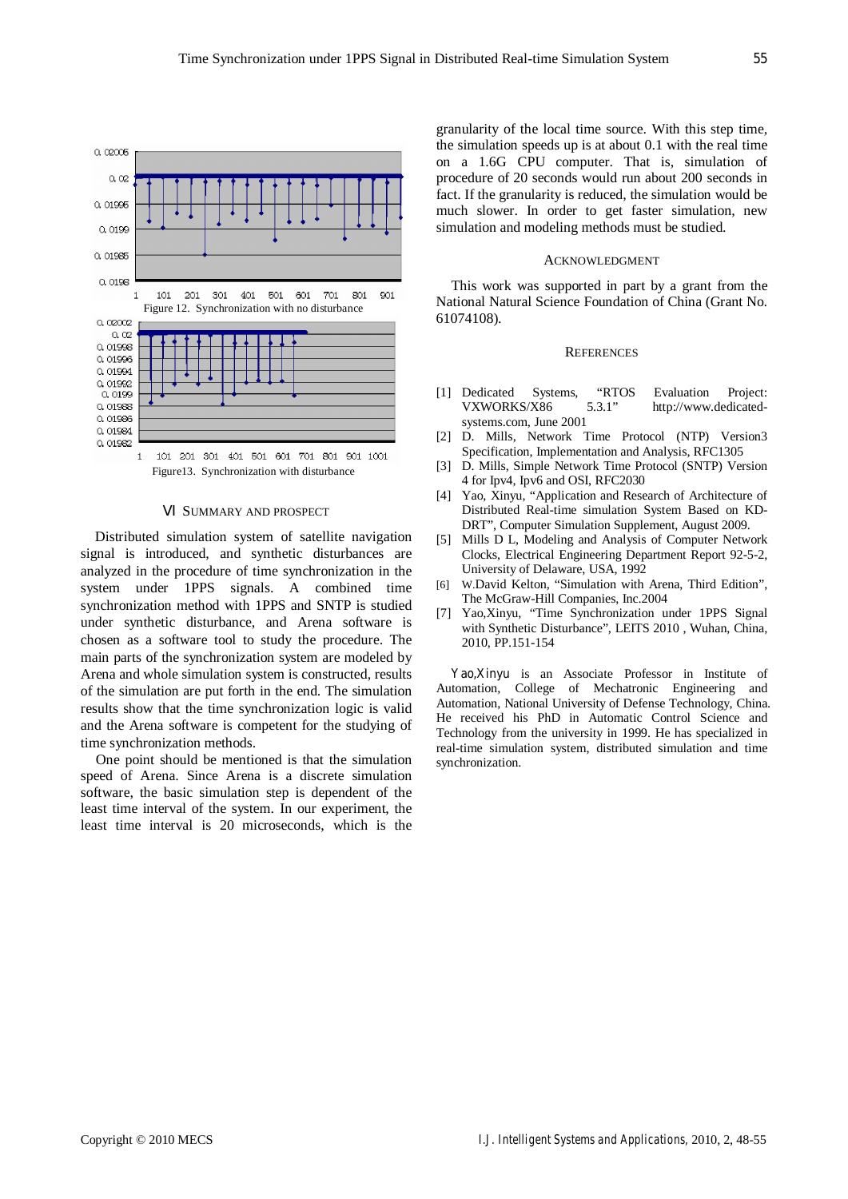0.02005
0.02
0.01995
0.0199
0.01985
0.0198
1 101 201 301 401 501 601 701 801 901

Figure 12. Synchronization with no disturbance

0.02002
0.02
0.01998
0.01996
0.01994
0.01992
0.0199
0.01988
0.01986
0.01984
0.01982
1 101 201 301 401 501 601 701 801 901 1001

Figure13. Synchronization with disturbance

## VI SUMMARY AND PROSPECT

Distributed simulation system of satellite navigation signal is introduced, and synthetic disturbances are analyzed in the procedure of time synchronization in the system under 1PPS signals. A combined time synchronization method with 1PPS and SNTP is studied under synthetic disturbance, and Arena software is chosen as a software tool to study the procedure. The main parts of the synchronization system are modeled by Arena and whole simulation system is constructed, results of the simulation are put forth in the end. The simulation results show that the time synchronization logic is valid and the Arena software is competent for the studying of time synchronization methods.

One point should be mentioned is that the simulation speed of Arena. Since Arena is a discrete simulation software, the basic simulation step is dependent of the least time interval of the system. In our experiment, the least time interval is 20 microseconds, which is the granularity of the local time source. With this step time, the simulation speeds up is at about 0.1 with the real time on a 1.6G CPU computer. That is, simulation of procedure of 20 seconds would run about 200 seconds in fact. If the granularity is reduced, the simulation would be much slower. In order to get faster simulation, new simulation and modeling methods must be studied.

## ACKNOWLEDGMENT

This work was supported in part by a grant from the National Natural Science Foundation of China (Grant No. 61074108).

## REFERENCES

[1] Dedicated Systems, "RTOS Evaluation Project: VXWORKS/X86 5.3.1" http://www.dedicated-systems.com, June 2001

[2] D. Mills, Network Time Protocol (NTP) Version3 Specification, Implementation and Analysis, RFC1305

[3] D. Mills, Simple Network Time Protocol (SNTP) Version 4 for Ipv4, Ipv6 and OSI, RFC2030

[4] Yao, Xinyu, "Application and Research of Architecture of Distributed Real-time simulation System Based on KD-DRT", Computer Simulation Supplement, August 2009.

[5] Mills D L, Modeling and Analysis of Computer Network Clocks, Electrical Engineering Department Report 92-5-2, University of Delaware, USA, 1992

[6] W.David Kelton, "Simulation with Arena, Third Edition", The McGraw-Hill Companies, Inc.2004

[7] Yao,Xinyu, "Time Synchronization under 1PPS Signal with Synthetic Disturbance", LEITS 2010 , Wuhan, China, 2010, PP.151-154

**Yao,Xinyu** is an Associate Professor in Institute of Automation, College of Mechatronic Engineering and Automation, National University of Defense Technology, China. He received his PhD in Automatic Control Science and Technology from the university in 1999. He has specialized in real-time simulation system, distributed simulation and time synchronization.